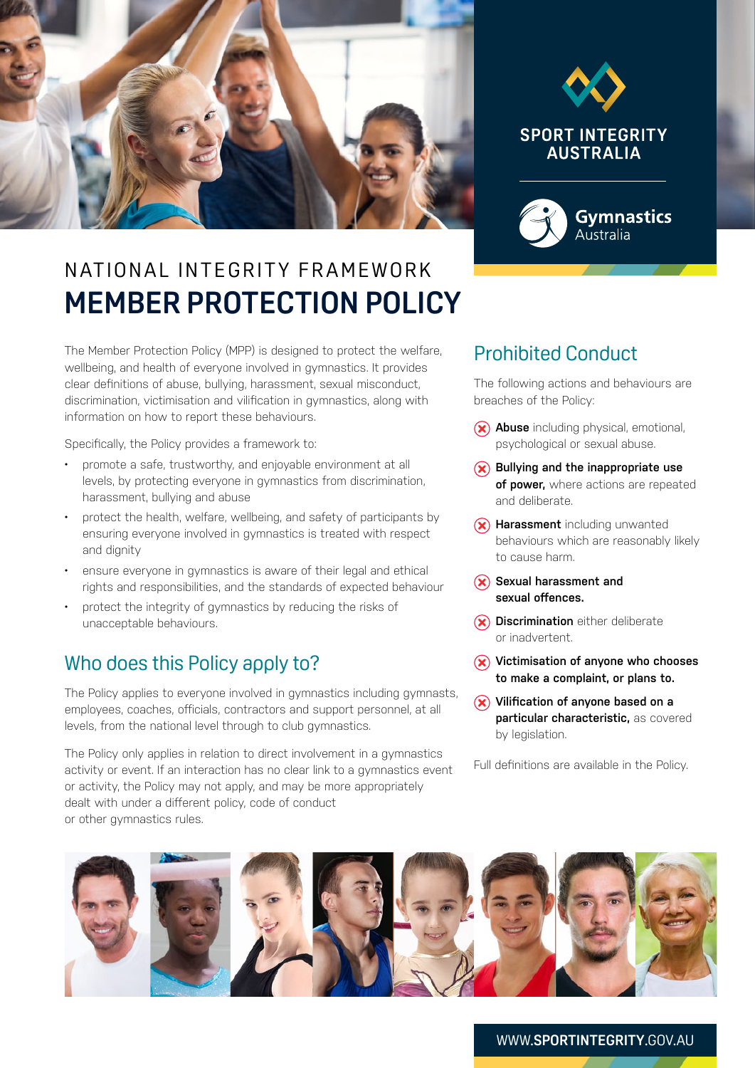SPORT INTEGRITY AUSTRALIA

Gymnastics Australia

NATIONAL INTEGRITY FRAMEWORK

# MEMBER PROTECTION POLICY

The Member Protection Policy (MPP) is designed to protect the welfare, wellbeing, and health of everyone involved in gymnastics. It provides clear definitions of abuse, bullying, harassment, sexual misconduct, discrimination, victimisation and vilification in gymnastics, along with information on how to report these behaviours.

Specifically, the Policy provides a framework to:

- promote a safe, trustworthy, and enjoyable environment at all levels, by protecting everyone in gymnastics from discrimination, harassment, bullying and abuse
- protect the health, welfare, wellbeing, and safety of participants by ensuring everyone involved in gymnastics is treated with respect and dignity
- ensure everyone in gymnastics is aware of their legal and ethical rights and responsibilities, and the standards of expected behaviour
- protect the integrity of gymnastics by reducing the risks of unacceptable behaviours.

## Who does this Policy apply to?

The Policy applies to everyone involved in gymnastics including gymnasts, employees, coaches, officials, contractors and support personnel, at all levels, from the national level through to club gymnastics.

The Policy only applies in relation to direct involvement in a gymnastics activity or event. If an interaction has no clear link to a gymnastics event or activity, the Policy may not apply, and may be more appropriately dealt with under a different policy, code of conduct or other gymnastics rules.

## Prohibited Conduct

The following actions and behaviours are breaches of the Policy:

- **Abuse** including physical, emotional, psychological or sexual abuse.
- **Bullying and the inappropriate use of power,** where actions are repeated and deliberate.
- **Harassment** including unwanted behaviours which are reasonably likely to cause harm.
- **Sexual harassment and sexual offences.**
- **Discrimination** either deliberate or inadvertent.
- **Victimisation of anyone who chooses to make a complaint, or plans to.**
- **Vilification of anyone based on a particular characteristic,** as covered by legislation.

Full definitions are available in the Policy.

WWW.**SPORTINTEGRITY**.GOV.AU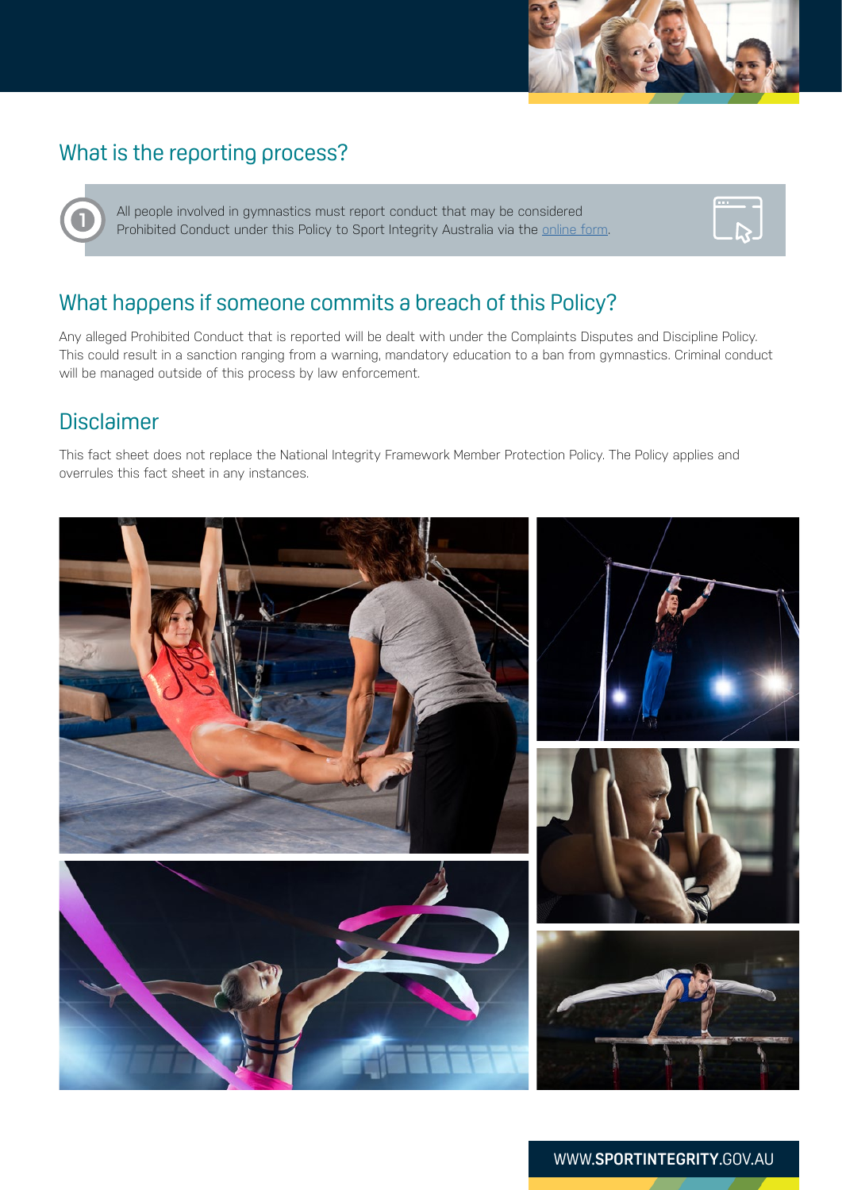## What is the reporting process?

1. All people involved in gymnastics must report conduct that may be considered Prohibited Conduct under this Policy to Sport Integrity Australia via the [online form](online form).

## What happens if someone commits a breach of this Policy?

Any alleged Prohibited Conduct that is reported will be dealt with under the Complaints Disputes and Discipline Policy. This could result in a sanction ranging from a warning, mandatory education to a ban from gymnastics. Criminal conduct will be managed outside of this process by law enforcement.

## Disclaimer

This fact sheet does not replace the National Integrity Framework Member Protection Policy. The Policy applies and overrules this fact sheet in any instances.

WWW.**SPORTINTEGRITY**.GOV.AU